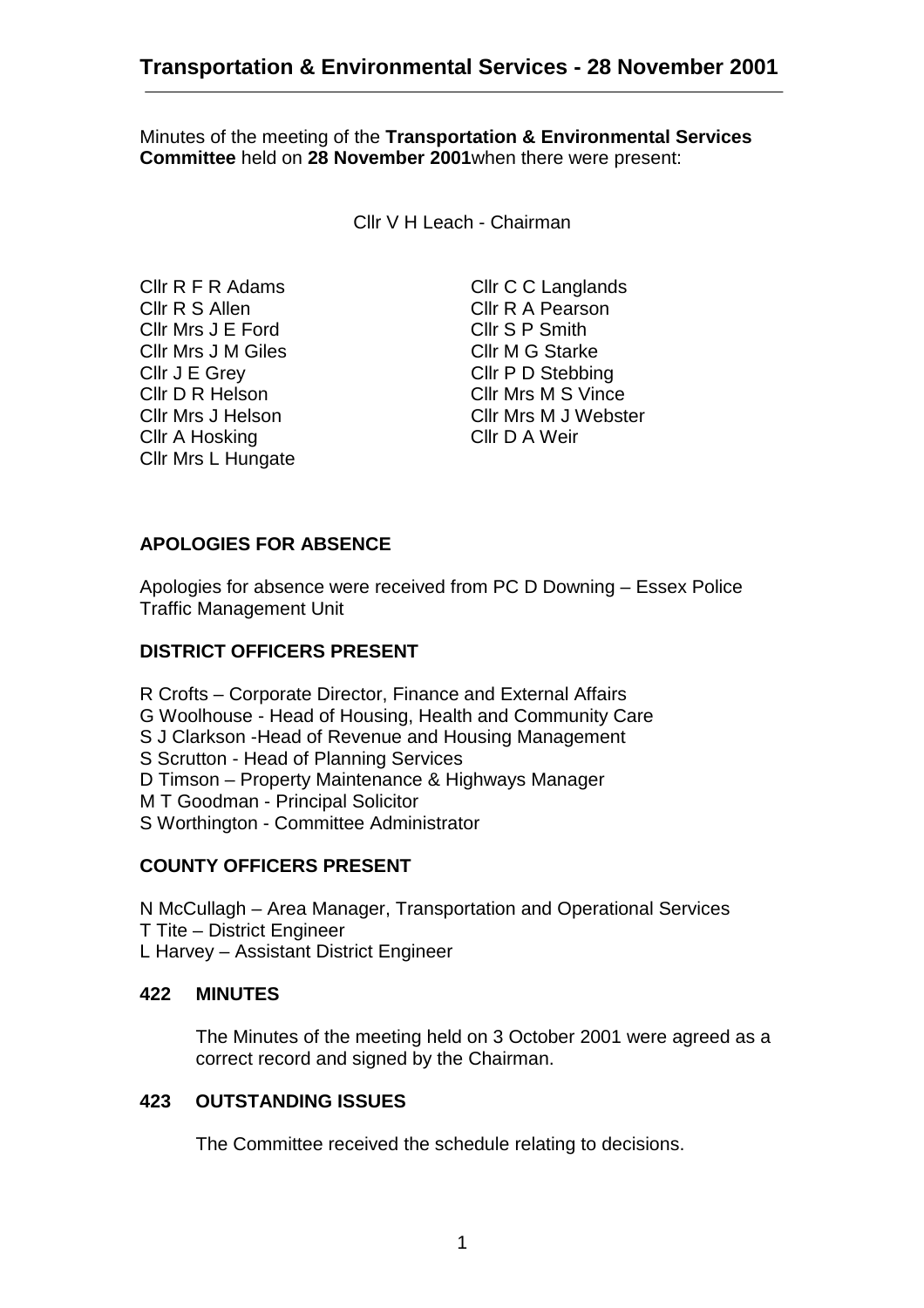# Transportation & Environmental Services - 28 November 2001

Minutes of the meeting of the **Transportation & Environmental Services Committee** held on **28 November 2001**when there were present:

Cllr V H Leach - Chairman

Cllr R F R Adams
Cllr R S Allen
Cllr Mrs J E Ford
Cllr Mrs J M Giles
Cllr J E Grey
Cllr D R Helson
Cllr Mrs J Helson
Cllr A Hosking
Cllr Mrs L Hungate
Cllr C C Langlands
Cllr R A Pearson
Cllr S P Smith
Cllr M G Starke
Cllr P D Stebbing
Cllr Mrs M S Vince
Cllr Mrs M J Webster
Cllr D A Weir

## APOLOGIES FOR ABSENCE

Apologies for absence were received from PC D Downing – Essex Police Traffic Management Unit

## DISTRICT OFFICERS PRESENT

R Crofts – Corporate Director, Finance and External Affairs
G Woolhouse - Head of Housing, Health and Community Care
S J Clarkson -Head of Revenue and Housing Management
S Scrutton - Head of Planning Services
D Timson – Property Maintenance & Highways Manager
M T Goodman - Principal Solicitor
S Worthington - Committee Administrator

## COUNTY OFFICERS PRESENT

N McCullagh – Area Manager, Transportation and Operational Services
T Tite – District Engineer
L Harvey – Assistant District Engineer

## 422 MINUTES

The Minutes of the meeting held on 3 October 2001 were agreed as a correct record and signed by the Chairman.

## 423 OUTSTANDING ISSUES

The Committee received the schedule relating to decisions.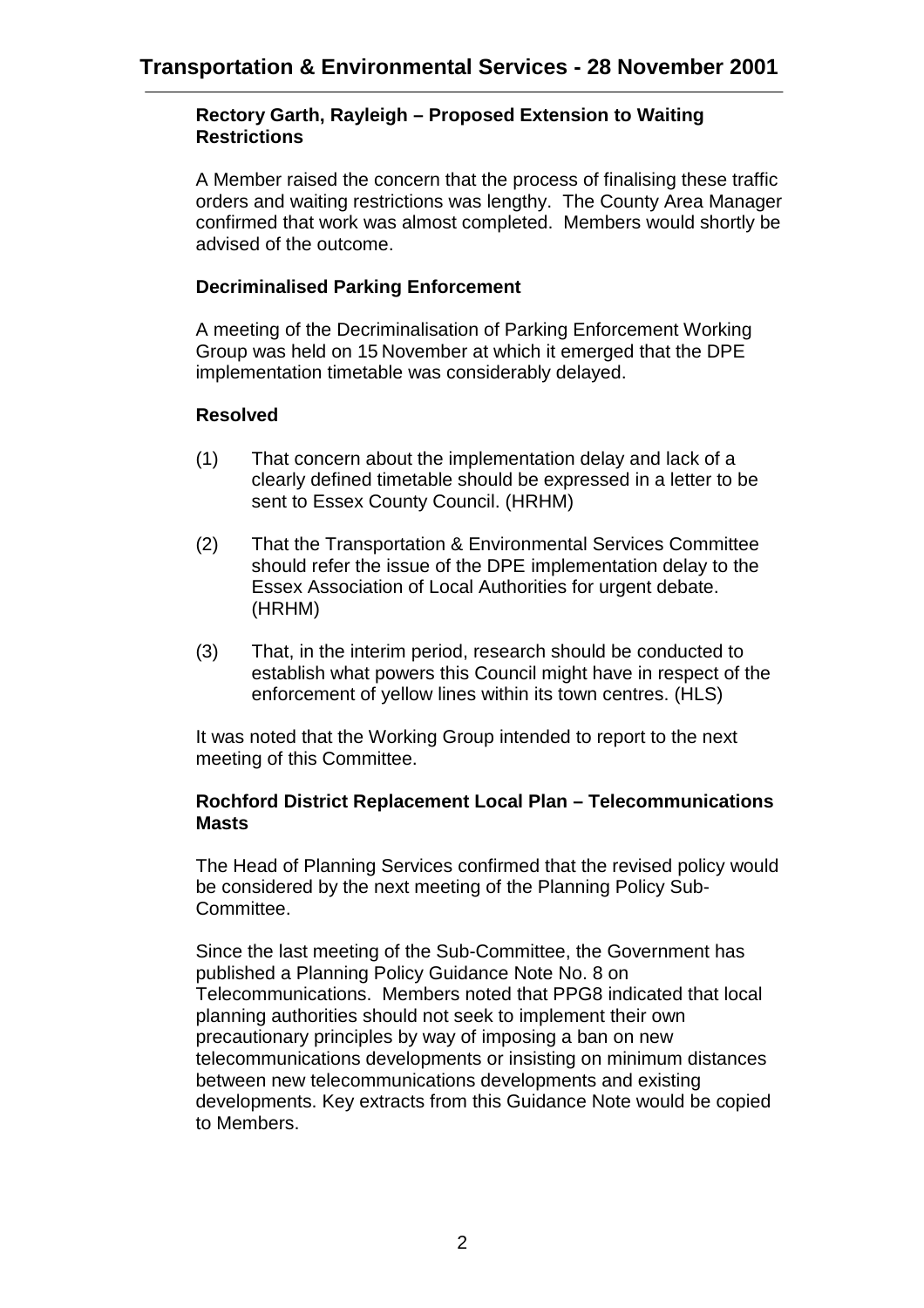**Rectory Garth, Rayleigh – Proposed Extension to Waiting Restrictions**

A Member raised the concern that the process of finalising these traffic orders and waiting restrictions was lengthy. The County Area Manager confirmed that work was almost completed. Members would shortly be advised of the outcome.

**Decriminalised Parking Enforcement**

A meeting of the Decriminalisation of Parking Enforcement Working Group was held on 15 November at which it emerged that the DPE implementation timetable was considerably delayed.

**Resolved**

(1) That concern about the implementation delay and lack of a clearly defined timetable should be expressed in a letter to be sent to Essex County Council. (HRHM)

(2) That the Transportation & Environmental Services Committee should refer the issue of the DPE implementation delay to the Essex Association of Local Authorities for urgent debate. (HRHM)

(3) That, in the interim period, research should be conducted to establish what powers this Council might have in respect of the enforcement of yellow lines within its town centres. (HLS)

It was noted that the Working Group intended to report to the next meeting of this Committee.

**Rochford District Replacement Local Plan – Telecommunications Masts**

The Head of Planning Services confirmed that the revised policy would be considered by the next meeting of the Planning Policy Sub-Committee.

Since the last meeting of the Sub-Committee, the Government has published a Planning Policy Guidance Note No. 8 on Telecommunications. Members noted that PPG8 indicated that local planning authorities should not seek to implement their own precautionary principles by way of imposing a ban on new telecommunications developments or insisting on minimum distances between new telecommunications developments and existing developments. Key extracts from this Guidance Note would be copied to Members.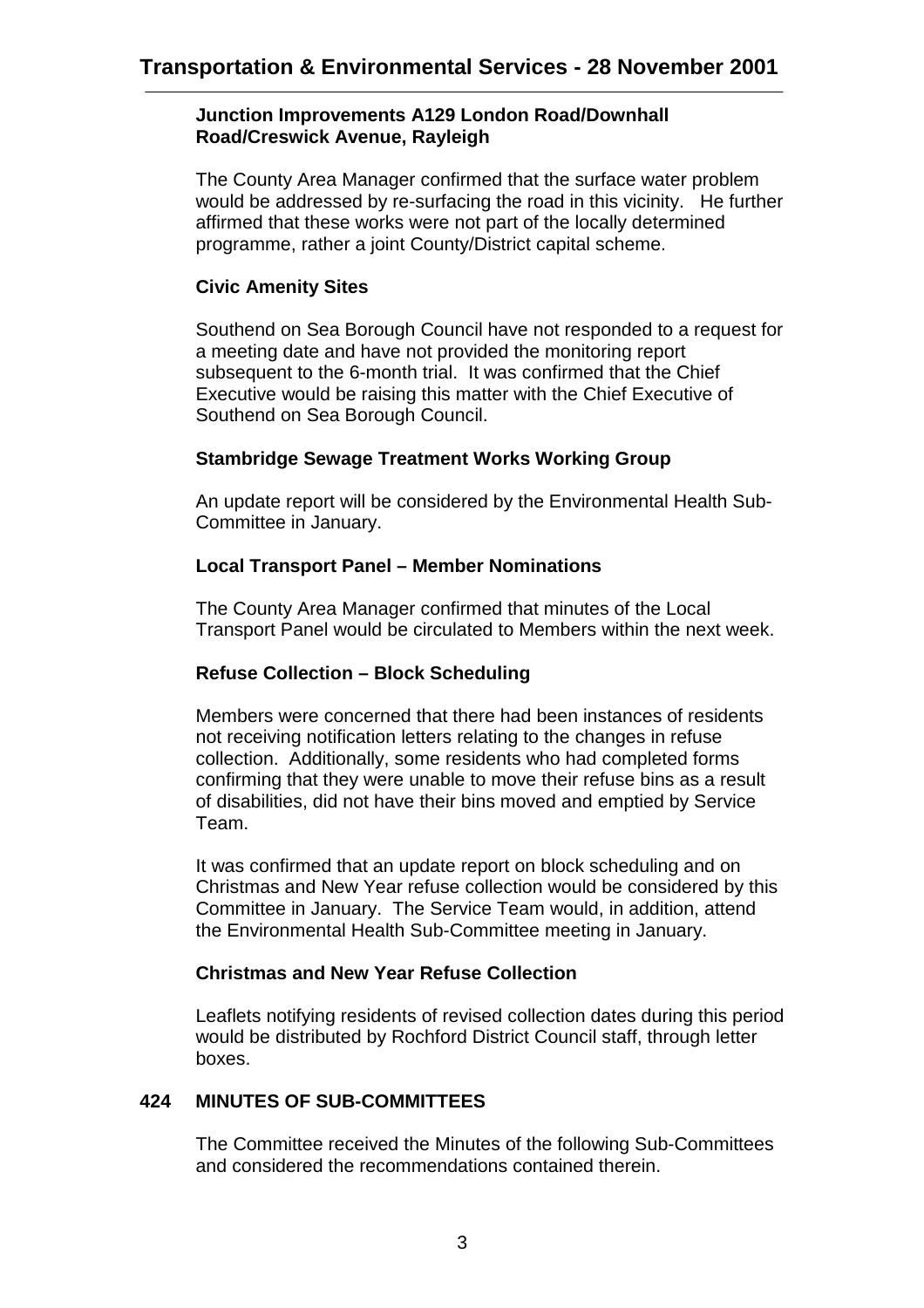**Junction Improvements A129 London Road/Downhall Road/Creswick Avenue, Rayleigh**

The County Area Manager confirmed that the surface water problem would be addressed by re-surfacing the road in this vicinity. He further affirmed that these works were not part of the locally determined programme, rather a joint County/District capital scheme.

**Civic Amenity Sites**

Southend on Sea Borough Council have not responded to a request for a meeting date and have not provided the monitoring report subsequent to the 6-month trial. It was confirmed that the Chief Executive would be raising this matter with the Chief Executive of Southend on Sea Borough Council.

**Stambridge Sewage Treatment Works Working Group**

An update report will be considered by the Environmental Health Sub-Committee in January.

**Local Transport Panel – Member Nominations**

The County Area Manager confirmed that minutes of the Local Transport Panel would be circulated to Members within the next week.

**Refuse Collection – Block Scheduling**

Members were concerned that there had been instances of residents not receiving notification letters relating to the changes in refuse collection. Additionally, some residents who had completed forms confirming that they were unable to move their refuse bins as a result of disabilities, did not have their bins moved and emptied by Service Team.

It was confirmed that an update report on block scheduling and on Christmas and New Year refuse collection would be considered by this Committee in January. The Service Team would, in addition, attend the Environmental Health Sub-Committee meeting in January.

**Christmas and New Year Refuse Collection**

Leaflets notifying residents of revised collection dates during this period would be distributed by Rochford District Council staff, through letter boxes.

## 424 MINUTES OF SUB-COMMITTEES

The Committee received the Minutes of the following Sub-Committees and considered the recommendations contained therein.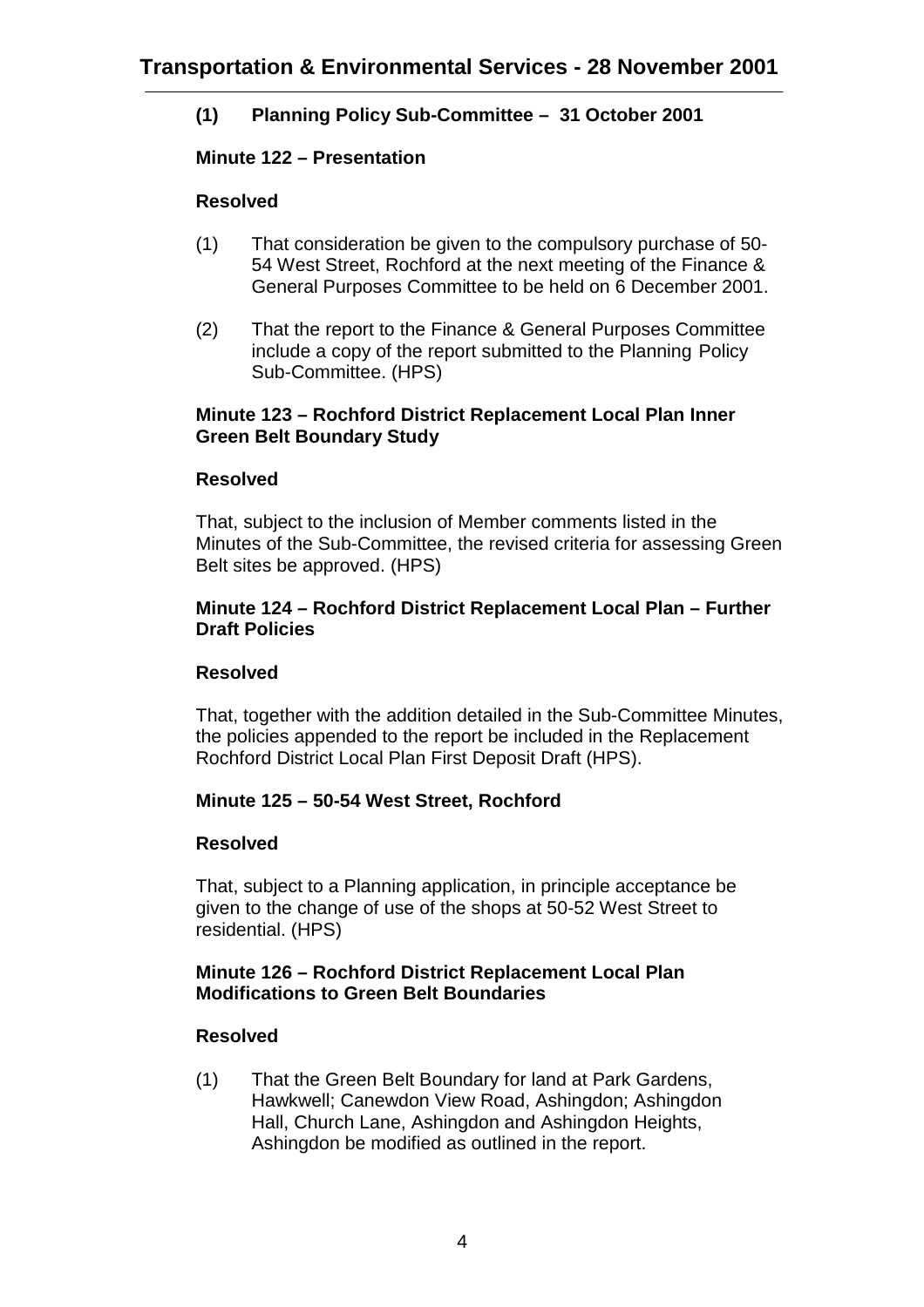# Transportation & Environmental Services - 28 November 2001

**(1) Planning Policy Sub-Committee – 31 October 2001**

**Minute 122 – Presentation**

**Resolved**

(1) That consideration be given to the compulsory purchase of 50-54 West Street, Rochford at the next meeting of the Finance & General Purposes Committee to be held on 6 December 2001.

(2) That the report to the Finance & General Purposes Committee include a copy of the report submitted to the Planning Policy Sub-Committee. (HPS)

**Minute 123 – Rochford District Replacement Local Plan Inner Green Belt Boundary Study**

**Resolved**

That, subject to the inclusion of Member comments listed in the Minutes of the Sub-Committee, the revised criteria for assessing Green Belt sites be approved. (HPS)

**Minute 124 – Rochford District Replacement Local Plan – Further Draft Policies**

**Resolved**

That, together with the addition detailed in the Sub-Committee Minutes, the policies appended to the report be included in the Replacement Rochford District Local Plan First Deposit Draft (HPS).

**Minute 125 – 50-54 West Street, Rochford**

**Resolved**

That, subject to a Planning application, in principle acceptance be given to the change of use of the shops at 50-52 West Street to residential. (HPS)

**Minute 126 – Rochford District Replacement Local Plan Modifications to Green Belt Boundaries**

**Resolved**

(1) That the Green Belt Boundary for land at Park Gardens, Hawkwell; Canewdon View Road, Ashingdon; Ashingdon Hall, Church Lane, Ashingdon and Ashingdon Heights, Ashingdon be modified as outlined in the report.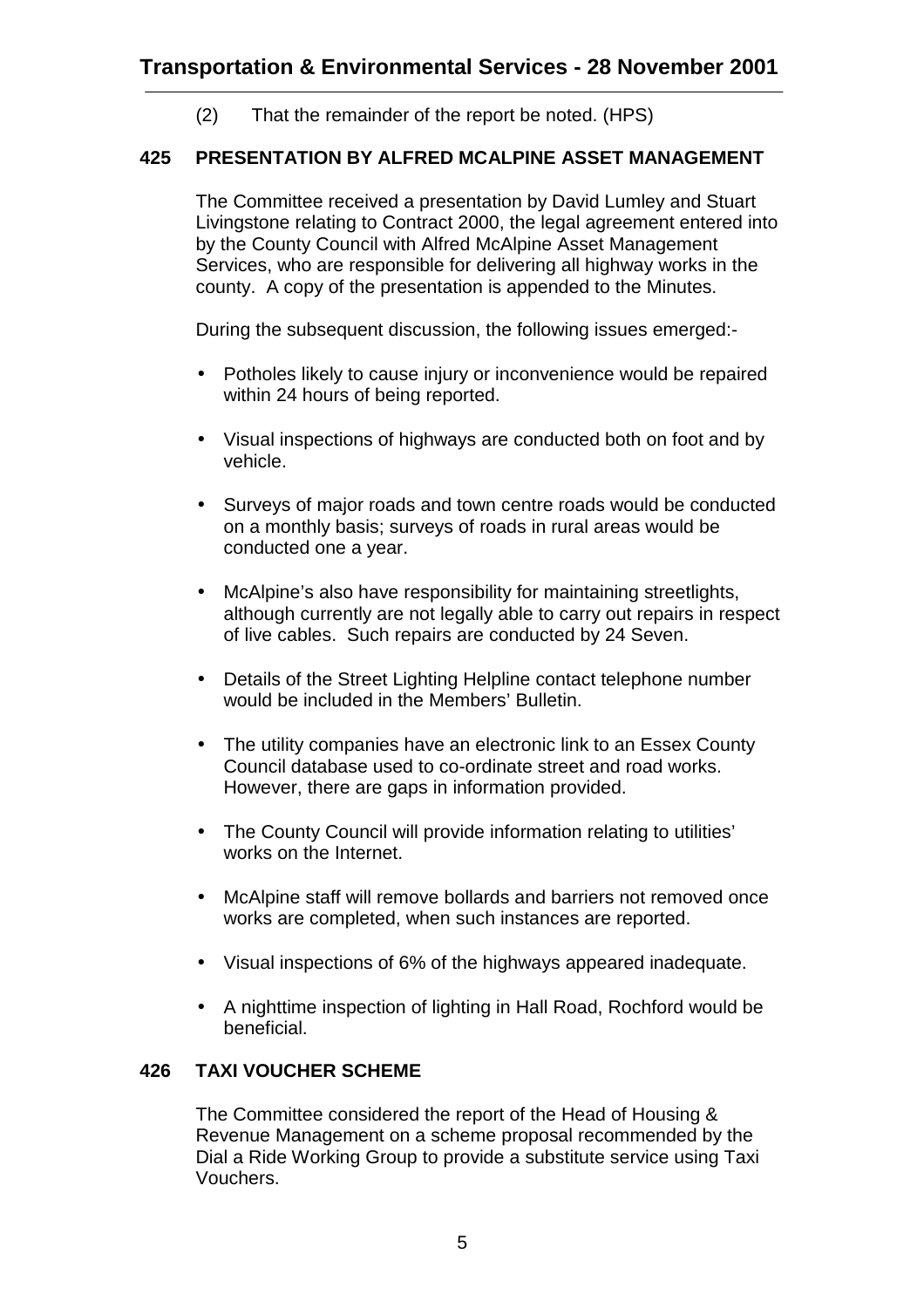(2) That the remainder of the report be noted. (HPS)

## 425 PRESENTATION BY ALFRED MCALPINE ASSET MANAGEMENT

The Committee received a presentation by David Lumley and Stuart Livingstone relating to Contract 2000, the legal agreement entered into by the County Council with Alfred McAlpine Asset Management Services, who are responsible for delivering all highway works in the county. A copy of the presentation is appended to the Minutes.

During the subsequent discussion, the following issues emerged:-

- Potholes likely to cause injury or inconvenience would be repaired within 24 hours of being reported.
- Visual inspections of highways are conducted both on foot and by vehicle.
- Surveys of major roads and town centre roads would be conducted on a monthly basis; surveys of roads in rural areas would be conducted one a year.
- McAlpine's also have responsibility for maintaining streetlights, although currently are not legally able to carry out repairs in respect of live cables. Such repairs are conducted by 24 Seven.
- Details of the Street Lighting Helpline contact telephone number would be included in the Members' Bulletin.
- The utility companies have an electronic link to an Essex County Council database used to co-ordinate street and road works. However, there are gaps in information provided.
- The County Council will provide information relating to utilities' works on the Internet.
- McAlpine staff will remove bollards and barriers not removed once works are completed, when such instances are reported.
- Visual inspections of 6% of the highways appeared inadequate.
- A nighttime inspection of lighting in Hall Road, Rochford would be beneficial.

## 426 TAXI VOUCHER SCHEME

The Committee considered the report of the Head of Housing & Revenue Management on a scheme proposal recommended by the Dial a Ride Working Group to provide a substitute service using Taxi Vouchers.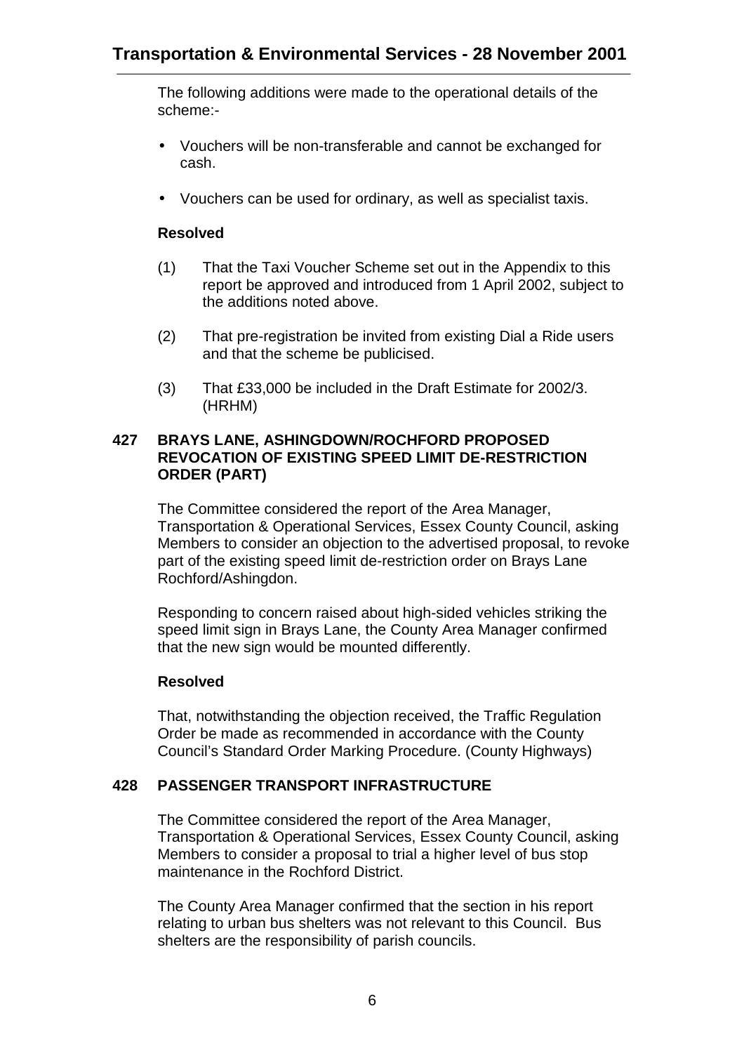The following additions were made to the operational details of the scheme:-

- Vouchers will be non-transferable and cannot be exchanged for cash.
- Vouchers can be used for ordinary, as well as specialist taxis.

**Resolved**

(1) That the Taxi Voucher Scheme set out in the Appendix to this report be approved and introduced from 1 April 2002, subject to the additions noted above.

(2) That pre-registration be invited from existing Dial a Ride users and that the scheme be publicised.

(3) That £33,000 be included in the Draft Estimate for 2002/3. (HRHM)

### 427 BRAYS LANE, ASHINGDOWN/ROCHFORD PROPOSED REVOCATION OF EXISTING SPEED LIMIT DE-RESTRICTION ORDER (PART)

The Committee considered the report of the Area Manager, Transportation & Operational Services, Essex County Council, asking Members to consider an objection to the advertised proposal, to revoke part of the existing speed limit de-restriction order on Brays Lane Rochford/Ashingdon.

Responding to concern raised about high-sided vehicles striking the speed limit sign in Brays Lane, the County Area Manager confirmed that the new sign would be mounted differently.

**Resolved**

That, notwithstanding the objection received, the Traffic Regulation Order be made as recommended in accordance with the County Council's Standard Order Marking Procedure. (County Highways)

### 428 PASSENGER TRANSPORT INFRASTRUCTURE

The Committee considered the report of the Area Manager, Transportation & Operational Services, Essex County Council, asking Members to consider a proposal to trial a higher level of bus stop maintenance in the Rochford District.

The County Area Manager confirmed that the section in his report relating to urban bus shelters was not relevant to this Council. Bus shelters are the responsibility of parish councils.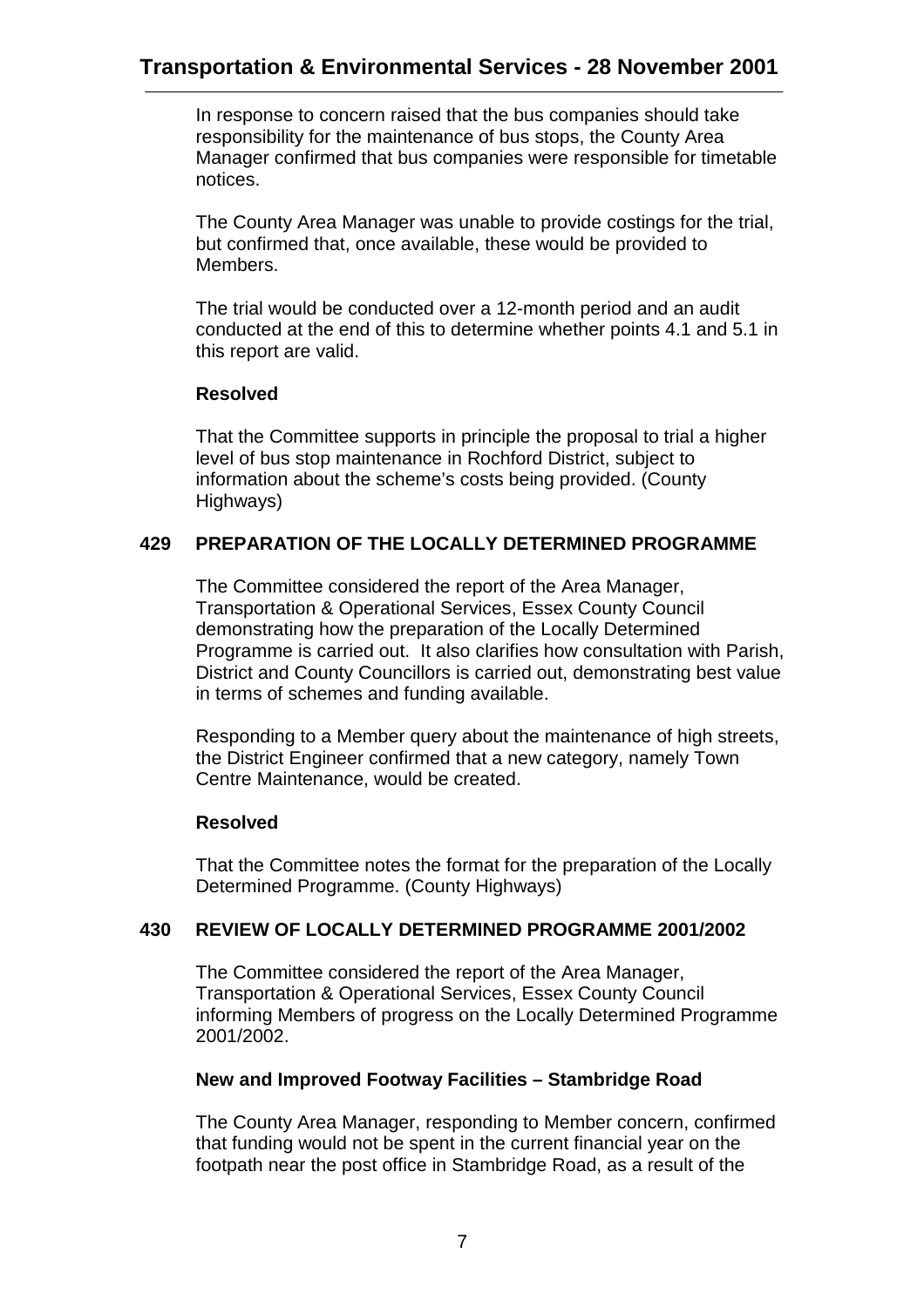In response to concern raised that the bus companies should take responsibility for the maintenance of bus stops, the County Area Manager confirmed that bus companies were responsible for timetable notices.

The County Area Manager was unable to provide costings for the trial, but confirmed that, once available, these would be provided to Members.

The trial would be conducted over a 12-month period and an audit conducted at the end of this to determine whether points 4.1 and 5.1 in this report are valid.

**Resolved**

That the Committee supports in principle the proposal to trial a higher level of bus stop maintenance in Rochford District, subject to information about the scheme's costs being provided. (County Highways)

## 429 PREPARATION OF THE LOCALLY DETERMINED PROGRAMME

The Committee considered the report of the Area Manager, Transportation & Operational Services, Essex County Council demonstrating how the preparation of the Locally Determined Programme is carried out. It also clarifies how consultation with Parish, District and County Councillors is carried out, demonstrating best value in terms of schemes and funding available.

Responding to a Member query about the maintenance of high streets, the District Engineer confirmed that a new category, namely Town Centre Maintenance, would be created.

**Resolved**

That the Committee notes the format for the preparation of the Locally Determined Programme. (County Highways)

## 430 REVIEW OF LOCALLY DETERMINED PROGRAMME 2001/2002

The Committee considered the report of the Area Manager, Transportation & Operational Services, Essex County Council informing Members of progress on the Locally Determined Programme 2001/2002.

**New and Improved Footway Facilities – Stambridge Road**

The County Area Manager, responding to Member concern, confirmed that funding would not be spent in the current financial year on the footpath near the post office in Stambridge Road, as a result of the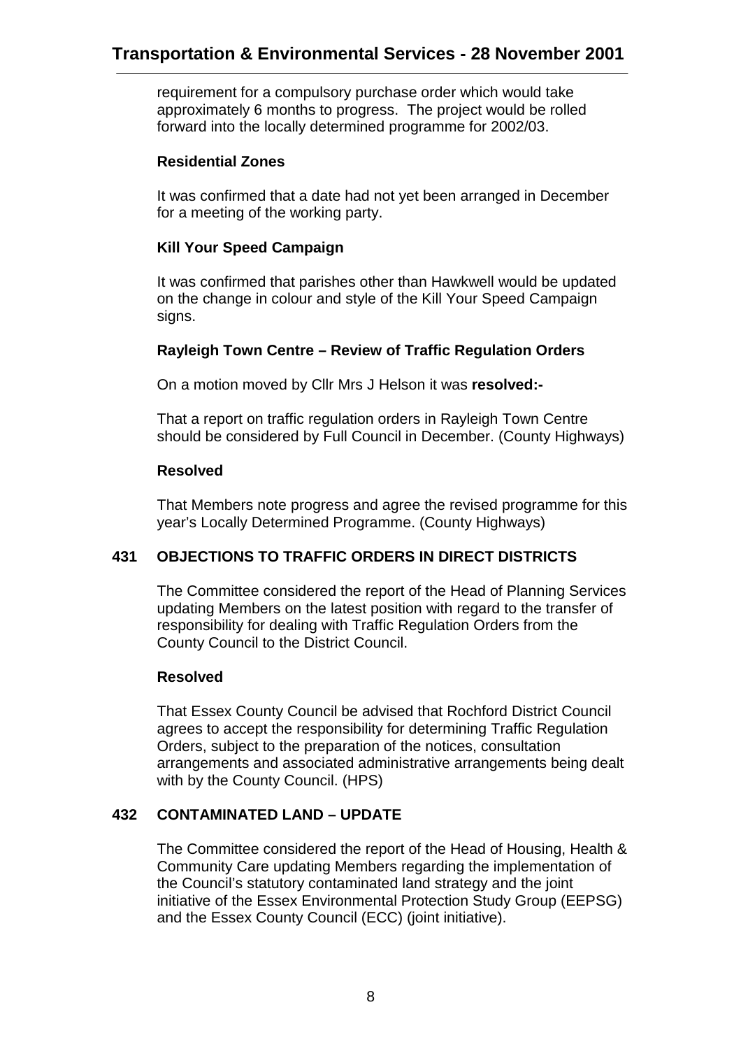requirement for a compulsory purchase order which would take approximately 6 months to progress. The project would be rolled forward into the locally determined programme for 2002/03.

**Residential Zones**

It was confirmed that a date had not yet been arranged in December for a meeting of the working party.

**Kill Your Speed Campaign**

It was confirmed that parishes other than Hawkwell would be updated on the change in colour and style of the Kill Your Speed Campaign signs.

**Rayleigh Town Centre – Review of Traffic Regulation Orders**

On a motion moved by Cllr Mrs J Helson it was **resolved:-**

That a report on traffic regulation orders in Rayleigh Town Centre should be considered by Full Council in December. (County Highways)

**Resolved**

That Members note progress and agree the revised programme for this year's Locally Determined Programme. (County Highways)

## 431 OBJECTIONS TO TRAFFIC ORDERS IN DIRECT DISTRICTS

The Committee considered the report of the Head of Planning Services updating Members on the latest position with regard to the transfer of responsibility for dealing with Traffic Regulation Orders from the County Council to the District Council.

**Resolved**

That Essex County Council be advised that Rochford District Council agrees to accept the responsibility for determining Traffic Regulation Orders, subject to the preparation of the notices, consultation arrangements and associated administrative arrangements being dealt with by the County Council. (HPS)

## 432 CONTAMINATED LAND – UPDATE

The Committee considered the report of the Head of Housing, Health & Community Care updating Members regarding the implementation of the Council's statutory contaminated land strategy and the joint initiative of the Essex Environmental Protection Study Group (EEPSG) and the Essex County Council (ECC) (joint initiative).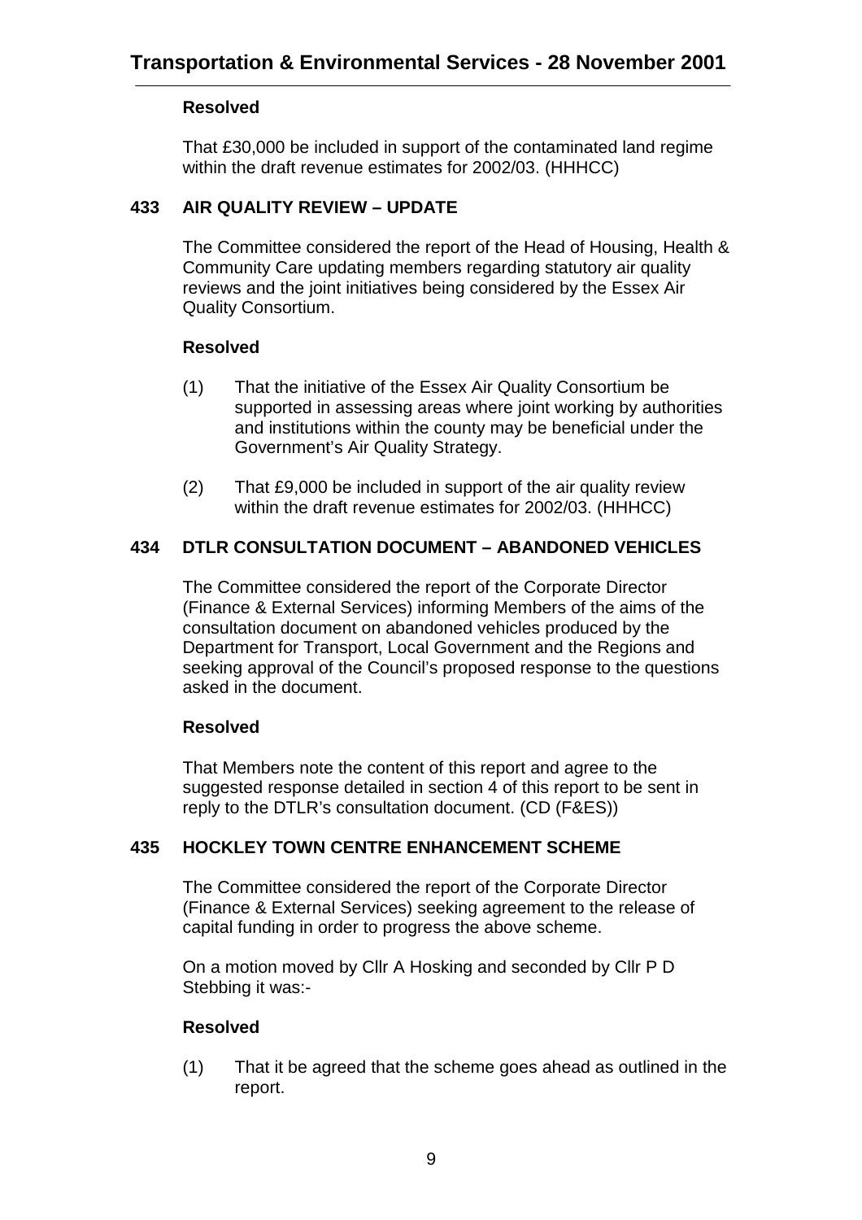**Resolved**

That £30,000 be included in support of the contaminated land regime within the draft revenue estimates for 2002/03. (HHHCC)

**433 AIR QUALITY REVIEW – UPDATE**

The Committee considered the report of the Head of Housing, Health & Community Care updating members regarding statutory air quality reviews and the joint initiatives being considered by the Essex Air Quality Consortium.

**Resolved**

(1) That the initiative of the Essex Air Quality Consortium be supported in assessing areas where joint working by authorities and institutions within the county may be beneficial under the Government's Air Quality Strategy.

(2) That £9,000 be included in support of the air quality review within the draft revenue estimates for 2002/03. (HHHCC)

**434 DTLR CONSULTATION DOCUMENT – ABANDONED VEHICLES**

The Committee considered the report of the Corporate Director (Finance & External Services) informing Members of the aims of the consultation document on abandoned vehicles produced by the Department for Transport, Local Government and the Regions and seeking approval of the Council's proposed response to the questions asked in the document.

**Resolved**

That Members note the content of this report and agree to the suggested response detailed in section 4 of this report to be sent in reply to the DTLR's consultation document. (CD (F&ES))

**435 HOCKLEY TOWN CENTRE ENHANCEMENT SCHEME**

The Committee considered the report of the Corporate Director (Finance & External Services) seeking agreement to the release of capital funding in order to progress the above scheme.

On a motion moved by Cllr A Hosking and seconded by Cllr P D Stebbing it was:-

**Resolved**

(1) That it be agreed that the scheme goes ahead as outlined in the report.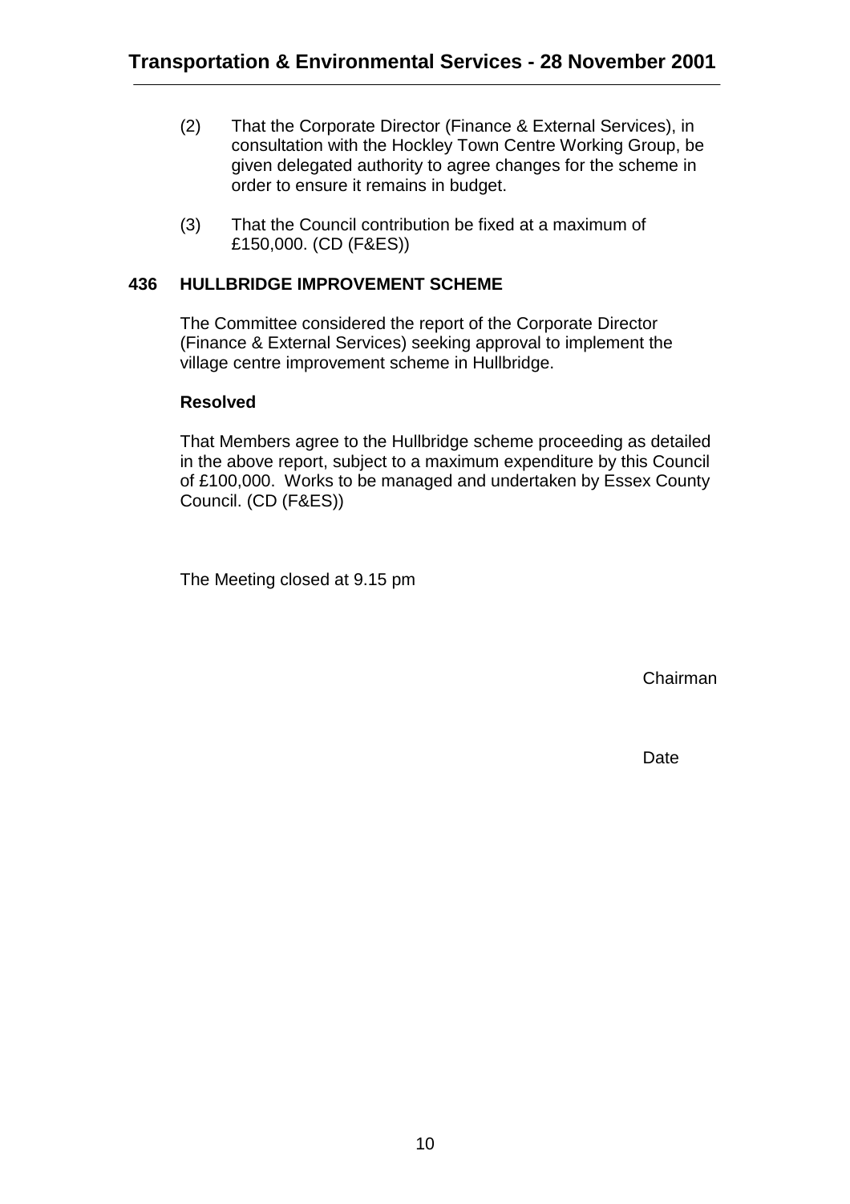(2) That the Corporate Director (Finance & External Services), in consultation with the Hockley Town Centre Working Group, be given delegated authority to agree changes for the scheme in order to ensure it remains in budget.

(3) That the Council contribution be fixed at a maximum of £150,000. (CD (F&ES))

**436 HULLBRIDGE IMPROVEMENT SCHEME**

The Committee considered the report of the Corporate Director (Finance & External Services) seeking approval to implement the village centre improvement scheme in Hullbridge.

**Resolved**

That Members agree to the Hullbridge scheme proceeding as detailed in the above report, subject to a maximum expenditure by this Council of £100,000. Works to be managed and undertaken by Essex County Council. (CD (F&ES))

The Meeting closed at 9.15 pm

Chairman

Date